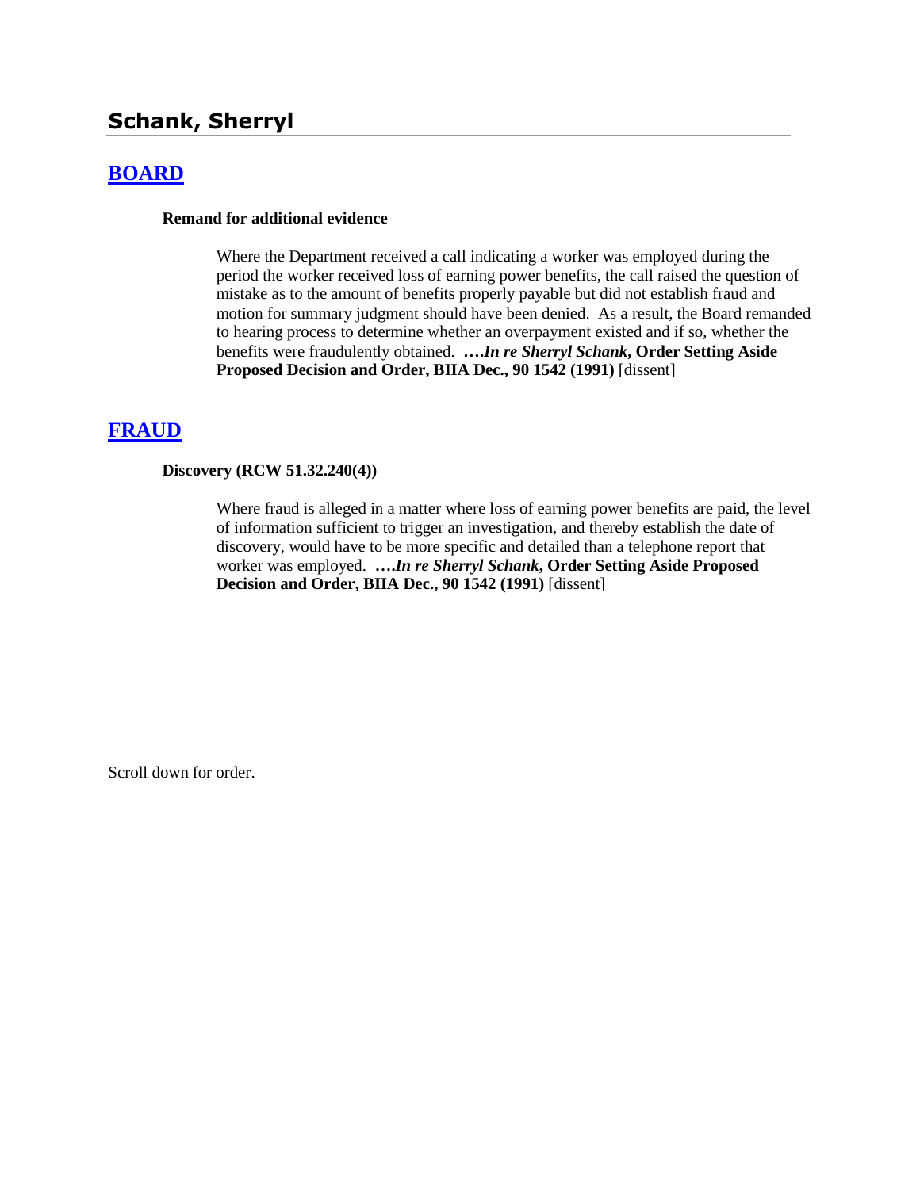# Schank, Sherryl

## [BOARD]

### Remand for additional evidence

Where the Department received a call indicating a worker was employed during the period the worker received loss of earning power benefits, the call raised the question of mistake as to the amount of benefits properly payable but did not establish fraud and motion for summary judgment should have been denied. As a result, the Board remanded to hearing process to determine whether an overpayment existed and if so, whether the benefits were fraudulently obtained. **….*In re Sherryl Schank*, Order Setting Aside Proposed Decision and Order, BIIA Dec., 90 1542 (1991)** [dissent]

## [FRAUD]

### Discovery (RCW 51.32.240(4))

Where fraud is alleged in a matter where loss of earning power benefits are paid, the level of information sufficient to trigger an investigation, and thereby establish the date of discovery, would have to be more specific and detailed than a telephone report that worker was employed. **….*In re Sherryl Schank*, Order Setting Aside Proposed Decision and Order, BIIA Dec., 90 1542 (1991)** [dissent]

Scroll down for order.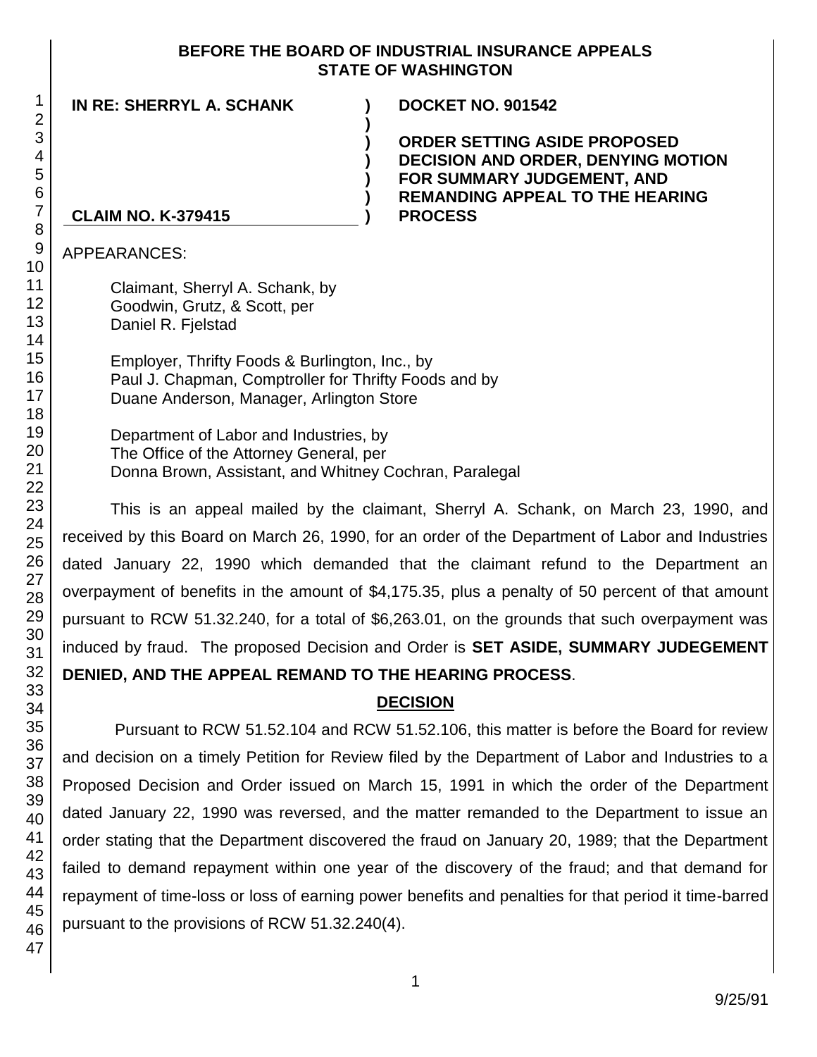**BEFORE THE BOARD OF INDUSTRIAL INSURANCE APPEALS**
**STATE OF WASHINGTON**

| | | |
|---|---|---|
| **IN RE: SHERRYL A. SCHANK** | **)** | **DOCKET NO. 901542** |
| | **)** | |
| | **)** | **ORDER SETTING ASIDE PROPOSED DECISION AND ORDER, DENYING MOTION FOR SUMMARY JUDGEMENT, AND REMANDING APPEAL TO THE HEARING PROCESS** |
| **CLAIM NO. K-379415** | **)** | |

APPEARANCES:

Claimant, Sherryl A. Schank, by
Goodwin, Grutz, & Scott, per
Daniel R. Fjelstad

Employer, Thrifty Foods & Burlington, Inc., by
Paul J. Chapman, Comptroller for Thrifty Foods and by
Duane Anderson, Manager, Arlington Store

Department of Labor and Industries, by
The Office of the Attorney General, per
Donna Brown, Assistant, and Whitney Cochran, Paralegal

This is an appeal mailed by the claimant, Sherryl A. Schank, on March 23, 1990, and received by this Board on March 26, 1990, for an order of the Department of Labor and Industries dated January 22, 1990 which demanded that the claimant refund to the Department an overpayment of benefits in the amount of $4,175.35, plus a penalty of 50 percent of that amount pursuant to RCW 51.32.240, for a total of $6,263.01, on the grounds that such overpayment was induced by fraud. The proposed Decision and Order is **SET ASIDE, SUMMARY JUDEGEMENT DENIED, AND THE APPEAL REMAND TO THE HEARING PROCESS**.

## DECISION

Pursuant to RCW 51.52.104 and RCW 51.52.106, this matter is before the Board for review and decision on a timely Petition for Review filed by the Department of Labor and Industries to a Proposed Decision and Order issued on March 15, 1991 in which the order of the Department dated January 22, 1990 was reversed, and the matter remanded to the Department to issue an order stating that the Department discovered the fraud on January 20, 1989; that the Department failed to demand repayment within one year of the discovery of the fraud; and that demand for repayment of time-loss or loss of earning power benefits and penalties for that period it time-barred pursuant to the provisions of RCW 51.32.240(4).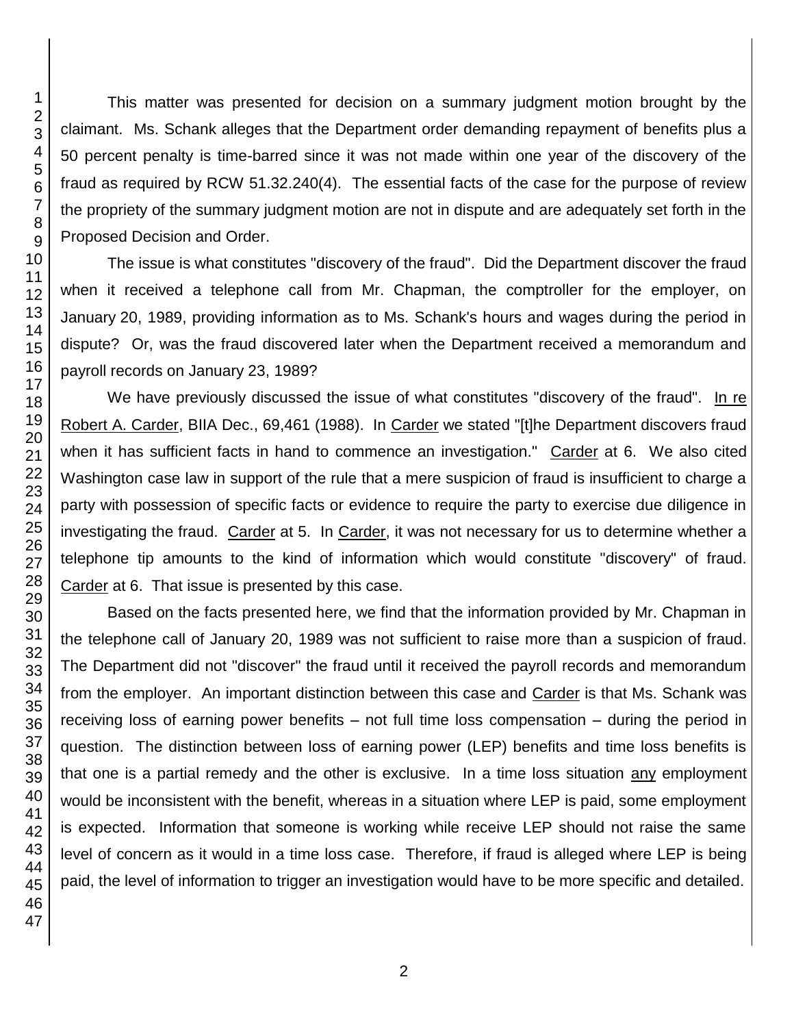This matter was presented for decision on a summary judgment motion brought by the claimant. Ms. Schank alleges that the Department order demanding repayment of benefits plus a 50 percent penalty is time-barred since it was not made within one year of the discovery of the fraud as required by RCW 51.32.240(4). The essential facts of the case for the purpose of review the propriety of the summary judgment motion are not in dispute and are adequately set forth in the Proposed Decision and Order.

The issue is what constitutes "discovery of the fraud". Did the Department discover the fraud when it received a telephone call from Mr. Chapman, the comptroller for the employer, on January 20, 1989, providing information as to Ms. Schank's hours and wages during the period in dispute? Or, was the fraud discovered later when the Department received a memorandum and payroll records on January 23, 1989?

We have previously discussed the issue of what constitutes "discovery of the fraud". In re Robert A. Carder, BIIA Dec., 69,461 (1988). In Carder we stated "[t]he Department discovers fraud when it has sufficient facts in hand to commence an investigation." Carder at 6. We also cited Washington case law in support of the rule that a mere suspicion of fraud is insufficient to charge a party with possession of specific facts or evidence to require the party to exercise due diligence in investigating the fraud. Carder at 5. In Carder, it was not necessary for us to determine whether a telephone tip amounts to the kind of information which would constitute "discovery" of fraud. Carder at 6. That issue is presented by this case.

Based on the facts presented here, we find that the information provided by Mr. Chapman in the telephone call of January 20, 1989 was not sufficient to raise more than a suspicion of fraud. The Department did not "discover" the fraud until it received the payroll records and memorandum from the employer. An important distinction between this case and Carder is that Ms. Schank was receiving loss of earning power benefits – not full time loss compensation – during the period in question. The distinction between loss of earning power (LEP) benefits and time loss benefits is that one is a partial remedy and the other is exclusive. In a time loss situation any employment would be inconsistent with the benefit, whereas in a situation where LEP is paid, some employment is expected. Information that someone is working while receive LEP should not raise the same level of concern as it would in a time loss case. Therefore, if fraud is alleged where LEP is being paid, the level of information to trigger an investigation would have to be more specific and detailed.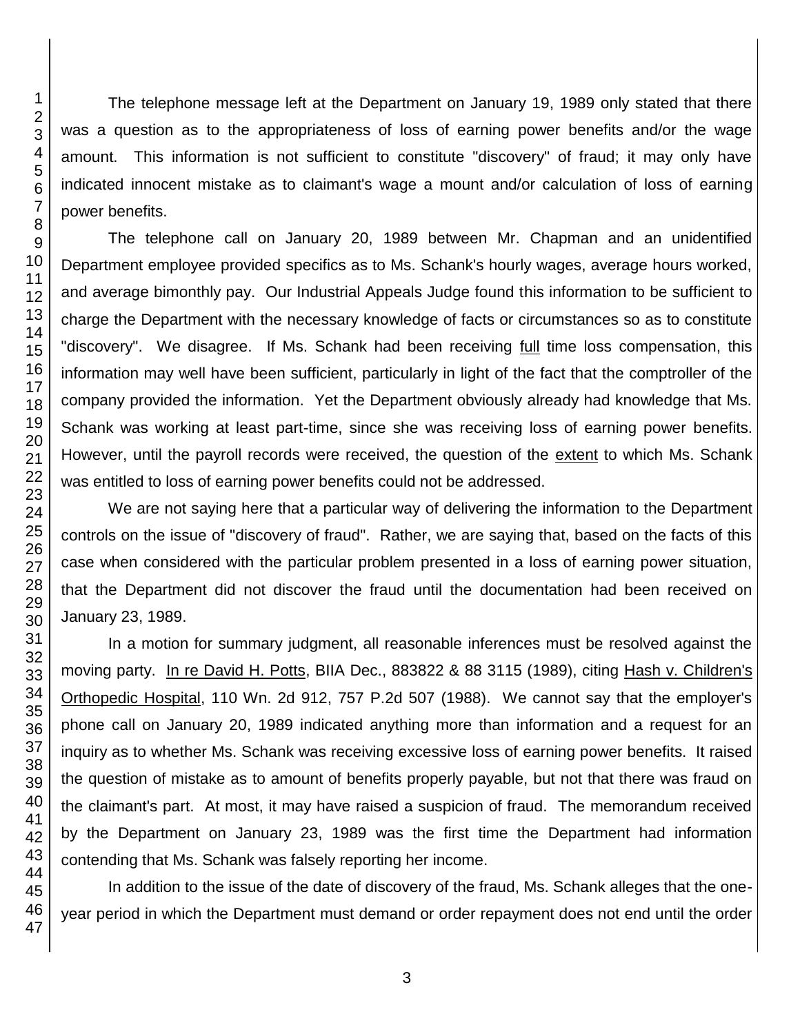The telephone message left at the Department on January 19, 1989 only stated that there was a question as to the appropriateness of loss of earning power benefits and/or the wage amount. This information is not sufficient to constitute "discovery" of fraud; it may only have indicated innocent mistake as to claimant's wage a mount and/or calculation of loss of earning power benefits.

The telephone call on January 20, 1989 between Mr. Chapman and an unidentified Department employee provided specifics as to Ms. Schank's hourly wages, average hours worked, and average bimonthly pay. Our Industrial Appeals Judge found this information to be sufficient to charge the Department with the necessary knowledge of facts or circumstances so as to constitute "discovery". We disagree. If Ms. Schank had been receiving full time loss compensation, this information may well have been sufficient, particularly in light of the fact that the comptroller of the company provided the information. Yet the Department obviously already had knowledge that Ms. Schank was working at least part-time, since she was receiving loss of earning power benefits. However, until the payroll records were received, the question of the extent to which Ms. Schank was entitled to loss of earning power benefits could not be addressed.

We are not saying here that a particular way of delivering the information to the Department controls on the issue of "discovery of fraud". Rather, we are saying that, based on the facts of this case when considered with the particular problem presented in a loss of earning power situation, that the Department did not discover the fraud until the documentation had been received on January 23, 1989.

In a motion for summary judgment, all reasonable inferences must be resolved against the moving party. In re David H. Potts, BIIA Dec., 883822 & 88 3115 (1989), citing Hash v. Children's Orthopedic Hospital, 110 Wn. 2d 912, 757 P.2d 507 (1988). We cannot say that the employer's phone call on January 20, 1989 indicated anything more than information and a request for an inquiry as to whether Ms. Schank was receiving excessive loss of earning power benefits. It raised the question of mistake as to amount of benefits properly payable, but not that there was fraud on the claimant's part. At most, it may have raised a suspicion of fraud. The memorandum received by the Department on January 23, 1989 was the first time the Department had information contending that Ms. Schank was falsely reporting her income.

In addition to the issue of the date of discovery of the fraud, Ms. Schank alleges that the one-year period in which the Department must demand or order repayment does not end until the order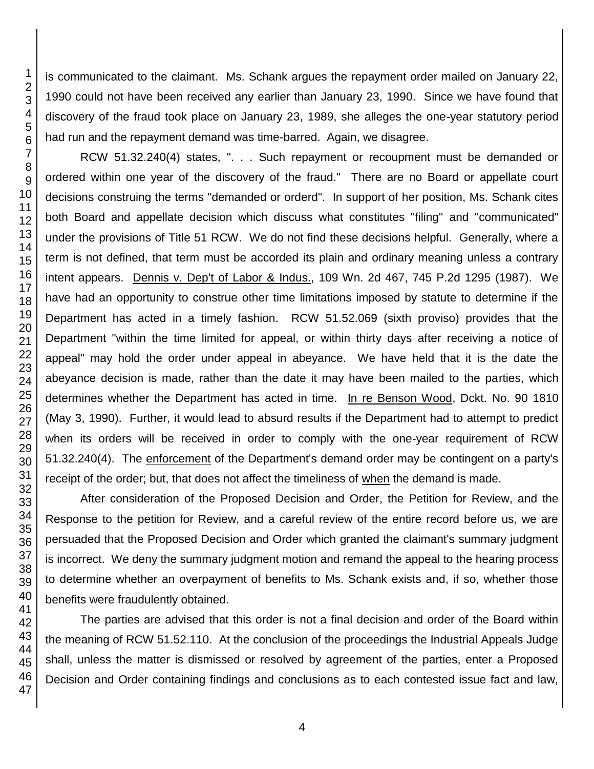is communicated to the claimant. Ms. Schank argues the repayment order mailed on January 22, 1990 could not have been received any earlier than January 23, 1990. Since we have found that discovery of the fraud took place on January 23, 1989, she alleges the one-year statutory period had run and the repayment demand was time-barred. Again, we disagree.

RCW 51.32.240(4) states, ". . . Such repayment or recoupment must be demanded or ordered within one year of the discovery of the fraud." There are no Board or appellate court decisions construing the terms "demanded or orderd". In support of her position, Ms. Schank cites both Board and appellate decision which discuss what constitutes "filing" and "communicated" under the provisions of Title 51 RCW. We do not find these decisions helpful. Generally, where a term is not defined, that term must be accorded its plain and ordinary meaning unless a contrary intent appears. Dennis v. Dep't of Labor & Indus., 109 Wn. 2d 467, 745 P.2d 1295 (1987). We have had an opportunity to construe other time limitations imposed by statute to determine if the Department has acted in a timely fashion. RCW 51.52.069 (sixth proviso) provides that the Department "within the time limited for appeal, or within thirty days after receiving a notice of appeal" may hold the order under appeal in abeyance. We have held that it is the date the abeyance decision is made, rather than the date it may have been mailed to the parties, which determines whether the Department has acted in time. In re Benson Wood, Dckt. No. 90 1810 (May 3, 1990). Further, it would lead to absurd results if the Department had to attempt to predict when its orders will be received in order to comply with the one-year requirement of RCW 51.32.240(4). The enforcement of the Department's demand order may be contingent on a party's receipt of the order; but, that does not affect the timeliness of when the demand is made.

After consideration of the Proposed Decision and Order, the Petition for Review, and the Response to the petition for Review, and a careful review of the entire record before us, we are persuaded that the Proposed Decision and Order which granted the claimant's summary judgment is incorrect. We deny the summary judgment motion and remand the appeal to the hearing process to determine whether an overpayment of benefits to Ms. Schank exists and, if so, whether those benefits were fraudulently obtained.

The parties are advised that this order is not a final decision and order of the Board within the meaning of RCW 51.52.110. At the conclusion of the proceedings the Industrial Appeals Judge shall, unless the matter is dismissed or resolved by agreement of the parties, enter a Proposed Decision and Order containing findings and conclusions as to each contested issue fact and law,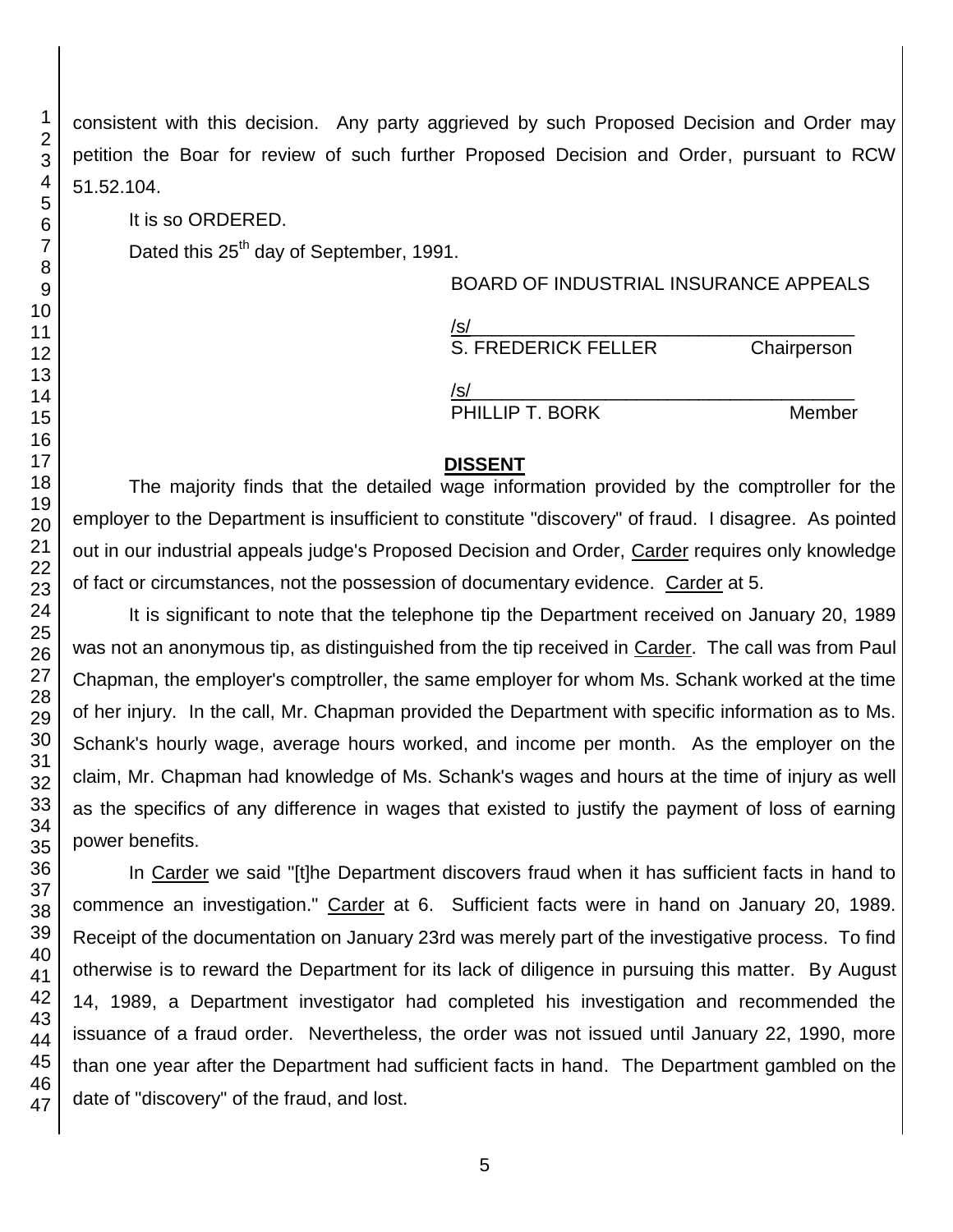consistent with this decision. Any party aggrieved by such Proposed Decision and Order may petition the Boar for review of such further Proposed Decision and Order, pursuant to RCW 51.52.104.

It is so ORDERED.

Dated this 25th day of September, 1991.

BOARD OF INDUSTRIAL INSURANCE APPEALS

/s/
S. FREDERICK FELLER Chairperson

/s/
PHILLIP T. BORK Member

## DISSENT

The majority finds that the detailed wage information provided by the comptroller for the employer to the Department is insufficient to constitute "discovery" of fraud. I disagree. As pointed out in our industrial appeals judge's Proposed Decision and Order, Carder requires only knowledge of fact or circumstances, not the possession of documentary evidence. Carder at 5.

It is significant to note that the telephone tip the Department received on January 20, 1989 was not an anonymous tip, as distinguished from the tip received in Carder. The call was from Paul Chapman, the employer's comptroller, the same employer for whom Ms. Schank worked at the time of her injury. In the call, Mr. Chapman provided the Department with specific information as to Ms. Schank's hourly wage, average hours worked, and income per month. As the employer on the claim, Mr. Chapman had knowledge of Ms. Schank's wages and hours at the time of injury as well as the specifics of any difference in wages that existed to justify the payment of loss of earning power benefits.

In Carder we said "[t]he Department discovers fraud when it has sufficient facts in hand to commence an investigation." Carder at 6. Sufficient facts were in hand on January 20, 1989. Receipt of the documentation on January 23rd was merely part of the investigative process. To find otherwise is to reward the Department for its lack of diligence in pursuing this matter. By August 14, 1989, a Department investigator had completed his investigation and recommended the issuance of a fraud order. Nevertheless, the order was not issued until January 22, 1990, more than one year after the Department had sufficient facts in hand. The Department gambled on the date of "discovery" of the fraud, and lost.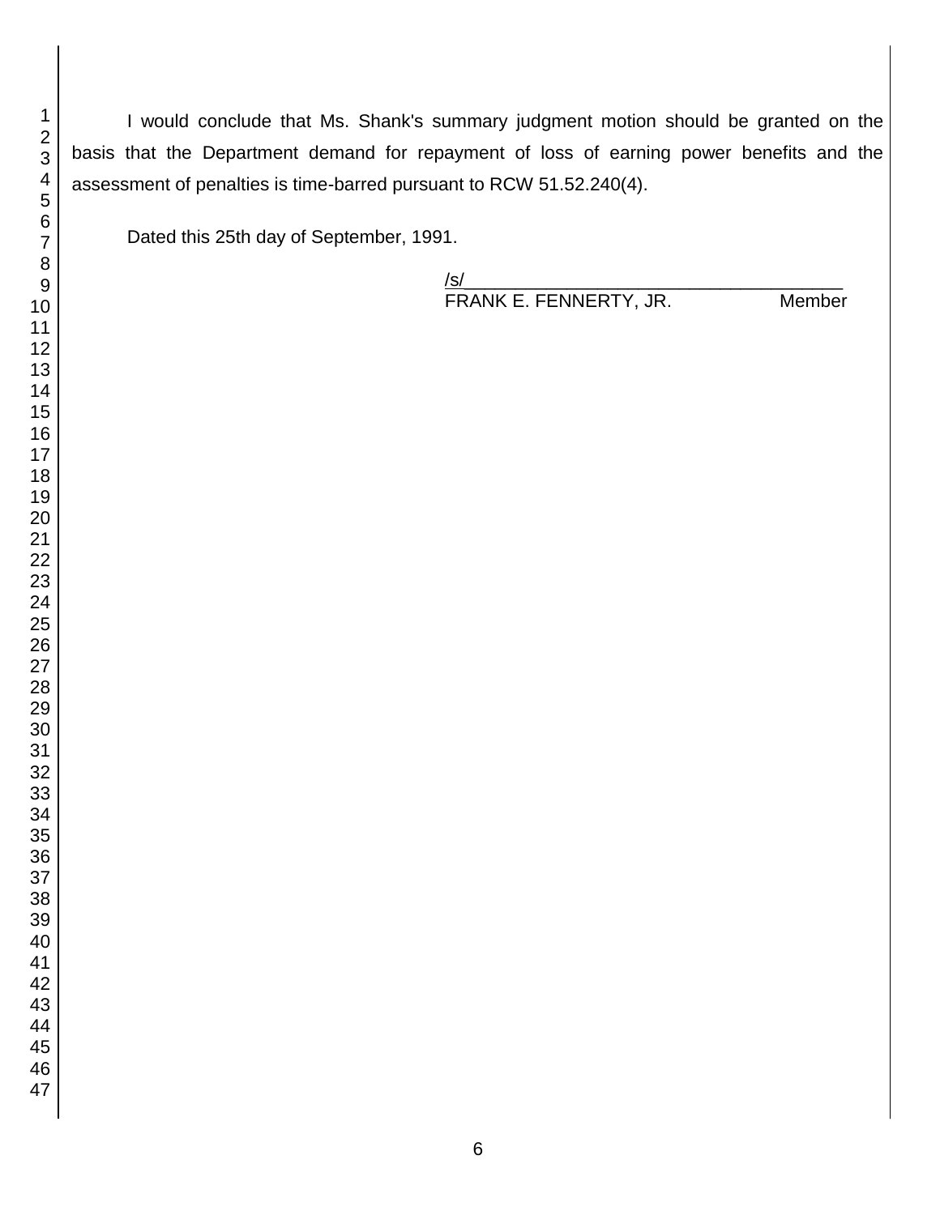I would conclude that Ms. Shank's summary judgment motion should be granted on the basis that the Department demand for repayment of loss of earning power benefits and the assessment of penalties is time-barred pursuant to RCW 51.52.240(4).

Dated this 25th day of September, 1991.

/s/
FRANK E. FENNERTY, JR. Member